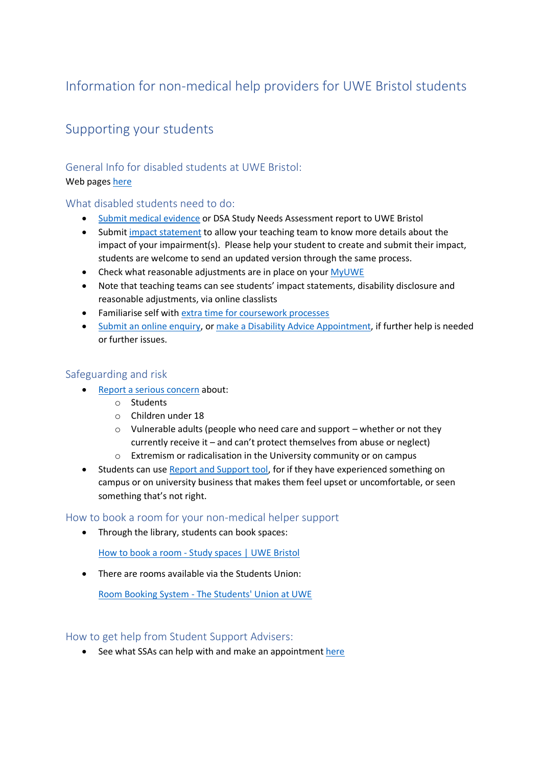# Information for non-medical help providers for UWE Bristol students

## Supporting your students

### General Info for disabled students at UWE Bristol:

Web pages here

### What disabled students need to do:

- Submit medical evidence or DSA Study Needs Assessment report to UWE Bristol
- Submit impact statement to allow your teaching team to know more details about the impact of your impairment(s). Please help your student to create and submit their impact, students are welcome to send an updated version through the same process.
- Check what reasonable adjustments are in place on your MyUWE
- Note that teaching teams can see students' impact statements, disability disclosure and reasonable adjustments, via online classlists
- Familiarise self with extra time for coursework processes
- Submit an online enquiry, or make a Disability Advice Appointment, if further help is needed or further issues.

### Safeguarding and risk

- Report a serious concern about:
  - Students
  - Children under 18
  - Vulnerable adults (people who need care and support – whether or not they currently receive it – and can't protect themselves from abuse or neglect)
  - Extremism or radicalisation in the University community or on campus
- Students can use Report and Support tool, for if they have experienced something on campus or on university business that makes them feel upset or uncomfortable, or seen something that's not right.

### How to book a room for your non-medical helper support

- Through the library, students can book spaces:

  How to book a room - Study spaces | UWE Bristol

- There are rooms available via the Students Union:

  Room Booking System - The Students' Union at UWE

### How to get help from Student Support Advisers:

- See what SSAs can help with and make an appointment here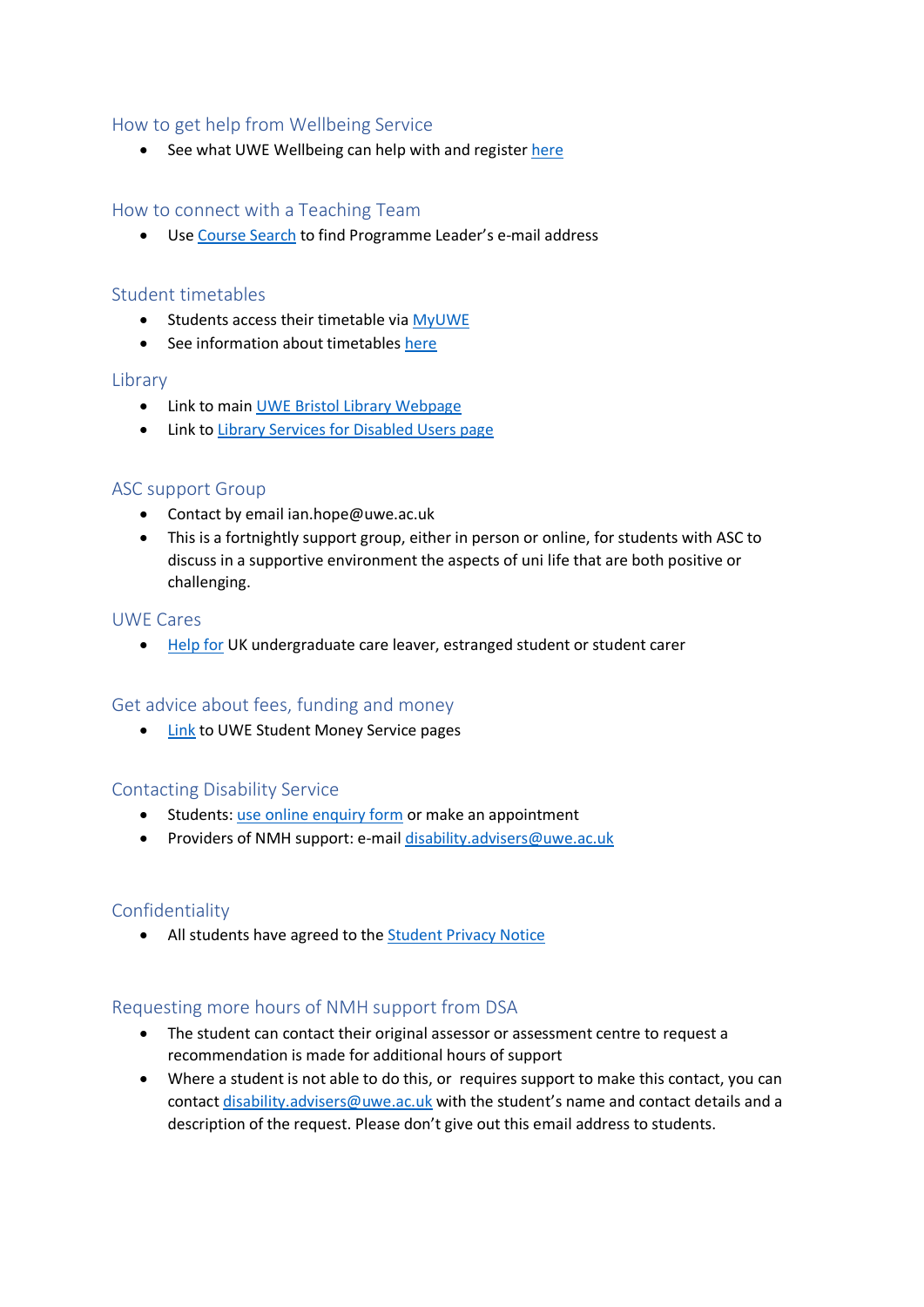## How to get help from Wellbeing Service

- See what UWE Wellbeing can help with and register here

## How to connect with a Teaching Team

- Use Course Search to find Programme Leader's e-mail address

## Student timetables

- Students access their timetable via MyUWE
- See information about timetables here

## Library

- Link to main UWE Bristol Library Webpage
- Link to Library Services for Disabled Users page

## ASC support Group

- Contact by email ian.hope@uwe.ac.uk
- This is a fortnightly support group, either in person or online, for students with ASC to discuss in a supportive environment the aspects of uni life that are both positive or challenging.

## UWE Cares

- Help for UK undergraduate care leaver, estranged student or student carer

## Get advice about fees, funding and money

- Link to UWE Student Money Service pages

## Contacting Disability Service

- Students: use online enquiry form or make an appointment
- Providers of NMH support: e-mail disability.advisers@uwe.ac.uk

## Confidentiality

- All students have agreed to the Student Privacy Notice

## Requesting more hours of NMH support from DSA

- The student can contact their original assessor or assessment centre to request a recommendation is made for additional hours of support
- Where a student is not able to do this, or requires support to make this contact, you can contact disability.advisers@uwe.ac.uk with the student's name and contact details and a description of the request. Please don't give out this email address to students.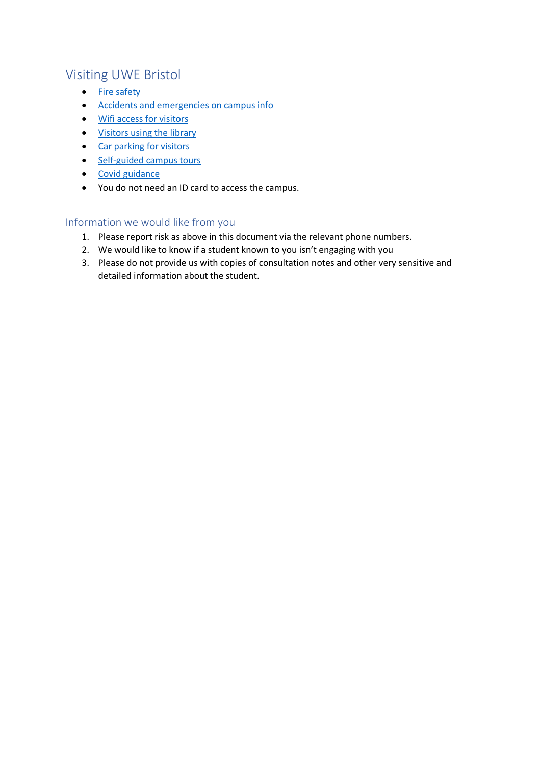## Visiting UWE Bristol

- Fire safety
- Accidents and emergencies on campus info
- Wifi access for visitors
- Visitors using the library
- Car parking for visitors
- Self-guided campus tours
- Covid guidance
- You do not need an ID card to access the campus.

### Information we would like from you

1. Please report risk as above in this document via the relevant phone numbers.
2. We would like to know if a student known to you isn't engaging with you
3. Please do not provide us with copies of consultation notes and other very sensitive and detailed information about the student.